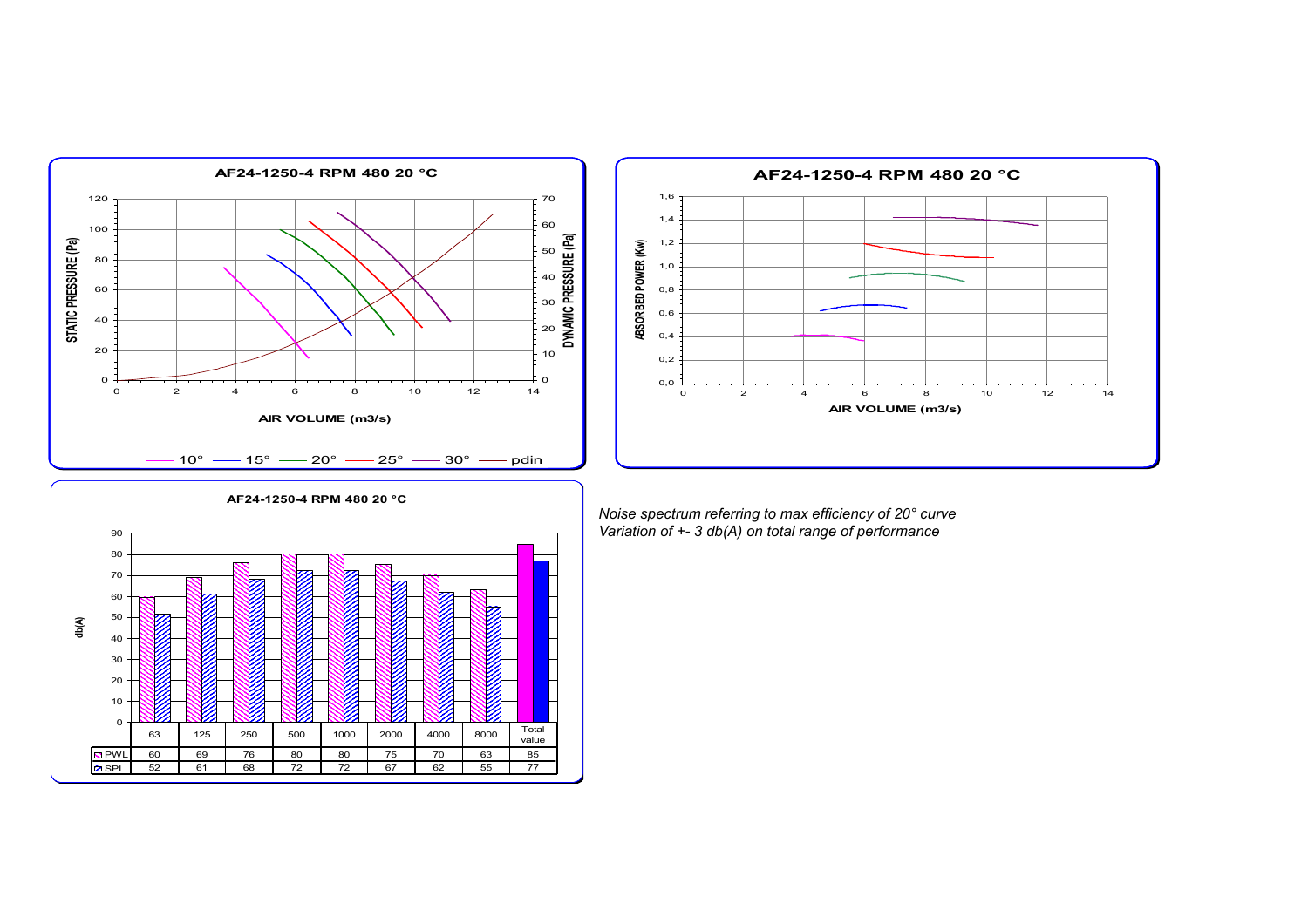**AF24-1250-4 RPM 480 20 °C**

**AF24-1250-4 RPM 480 20 °C**

**AF24-1250-4 RPM 480 20 °C**

| | 63 | 125 | 250 | 500 | 1000 | 2000 | 4000 | 8000 | Total value |
|---|---|---|---|---|---|---|---|---|---|
| PWL | 60 | 69 | 76 | 80 | 80 | 75 | 70 | 63 | 85 |
| SPL | 52 | 61 | 68 | 72 | 72 | 67 | 62 | 55 | 77 |

*Noise spectrum referring to max efficiency of 20° curve*
*Variation of +- 3 db(A) on total range of performance*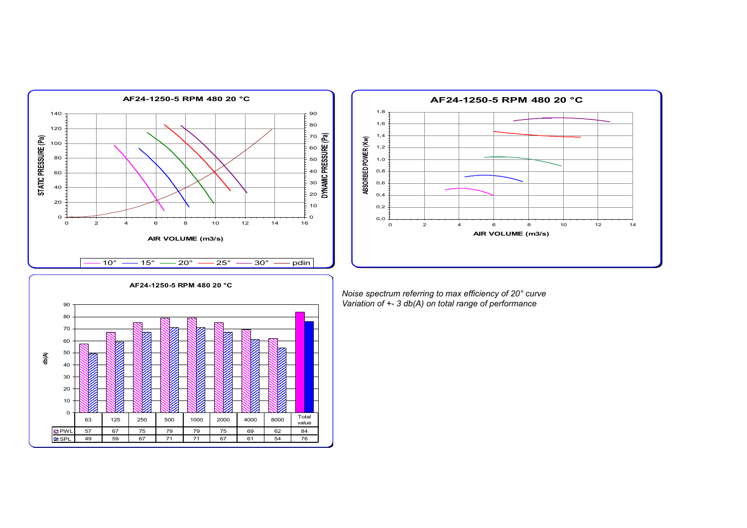**AF24-1250-5 RPM 480 20 °C**

STATIC PRESSURE (Pa) / DYNAMIC PRESSURE (Pa) vs AIR VOLUME (m3/s)

Legend: 10° — 15° — 20° — 25° — 30° — pdin

**AF24-1250-5 RPM 480 20 °C**

ABSORBED POWER (Kw) vs AIR VOLUME (m3/s)

**AF24-1250-5 RPM 480 20 °C**

db(A)

|  | 63 | 125 | 250 | 500 | 1000 | 2000 | 4000 | 8000 | Total value |
|---|---|---|---|---|---|---|---|---|---|
| PWL | 57 | 67 | 75 | 79 | 79 | 75 | 69 | 62 | 84 |
| SPL | 49 | 59 | 67 | 71 | 71 | 67 | 61 | 54 | 76 |

*Noise spectrum referring to max efficiency of 20° curve*
*Variation of +- 3 db(A) on total range of performance*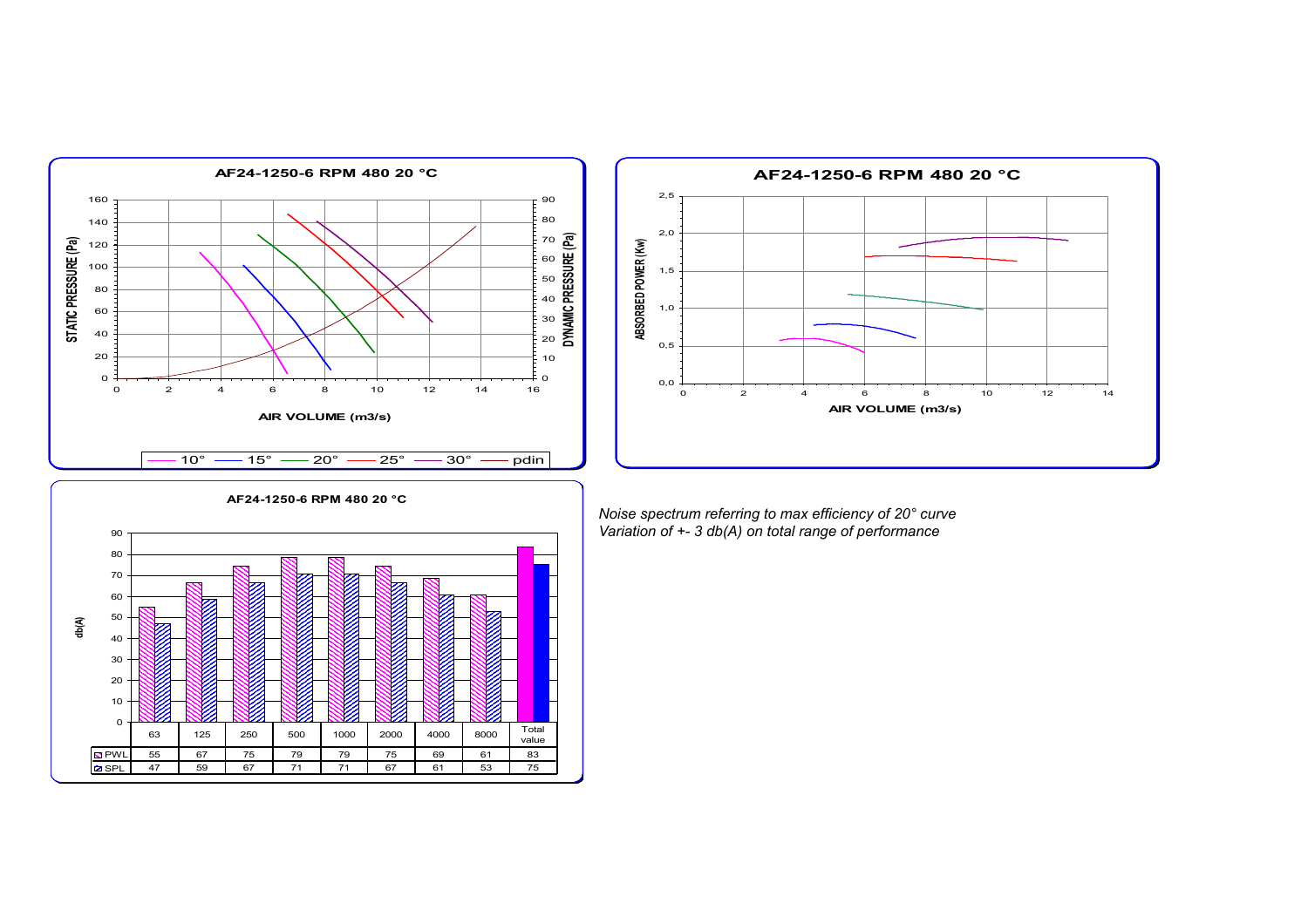### AF24-1250-6 RPM 480 20 °C

Static pressure / dynamic pressure vs. air volume chart.

- STATIC PRESSURE (Pa): 0–160
- DYNAMIC PRESSURE (Pa): 0–90
- AIR VOLUME (m3/s): 0–16
- Legend: 10°, 15°, 20°, 25°, 30°, pdin

### AF24-1250-6 RPM 480 20 °C

Absorbed power vs. air volume chart.

- ABSORBED POWER (Kw): 0,0–2,5
- AIR VOLUME (m3/s): 0–14

### AF24-1250-6 RPM 480 20 °C

db(A)

| | 63 | 125 | 250 | 500 | 1000 | 2000 | 4000 | 8000 | Total value |
|---|---|---|---|---|---|---|---|---|---|
| PWL | 55 | 67 | 75 | 79 | 79 | 75 | 69 | 61 | 83 |
| SPL | 47 | 59 | 67 | 71 | 71 | 67 | 61 | 53 | 75 |

*Noise spectrum referring to max efficiency of 20° curve*
*Variation of +- 3 db(A) on total range of performance*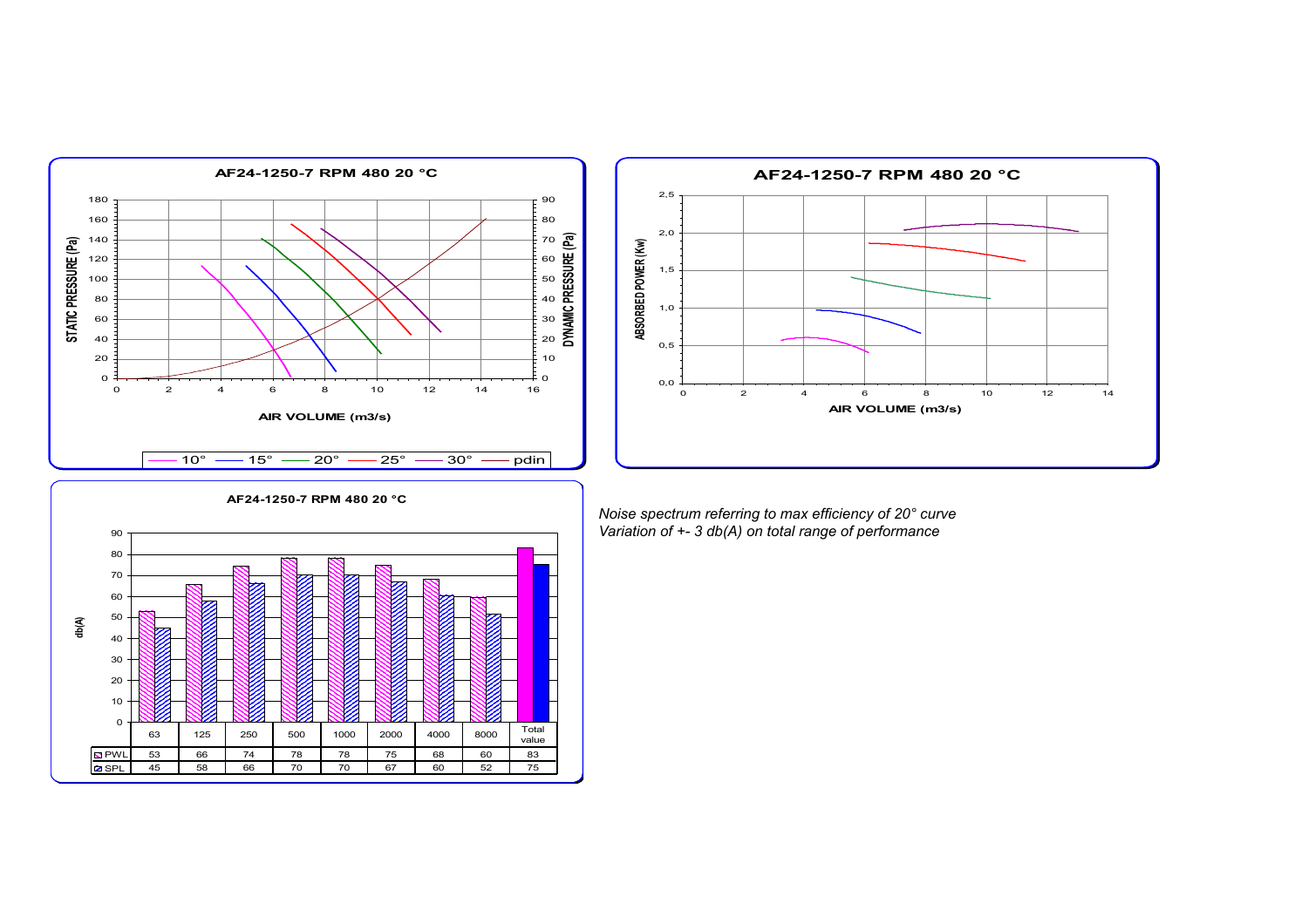**AF24-1250-7 RPM 480 20 °C**

**AF24-1250-7 RPM 480 20 °C**

**AF24-1250-7 RPM 480 20 °C**

| | 63 | 125 | 250 | 500 | 1000 | 2000 | 4000 | 8000 | Total value |
|---|---|---|---|---|---|---|---|---|---|
| PWL | 53 | 66 | 74 | 78 | 78 | 75 | 68 | 60 | 83 |
| SPL | 45 | 58 | 66 | 70 | 70 | 67 | 60 | 52 | 75 |

*Noise spectrum referring to max efficiency of 20° curve*
*Variation of +- 3 db(A) on total range of performance*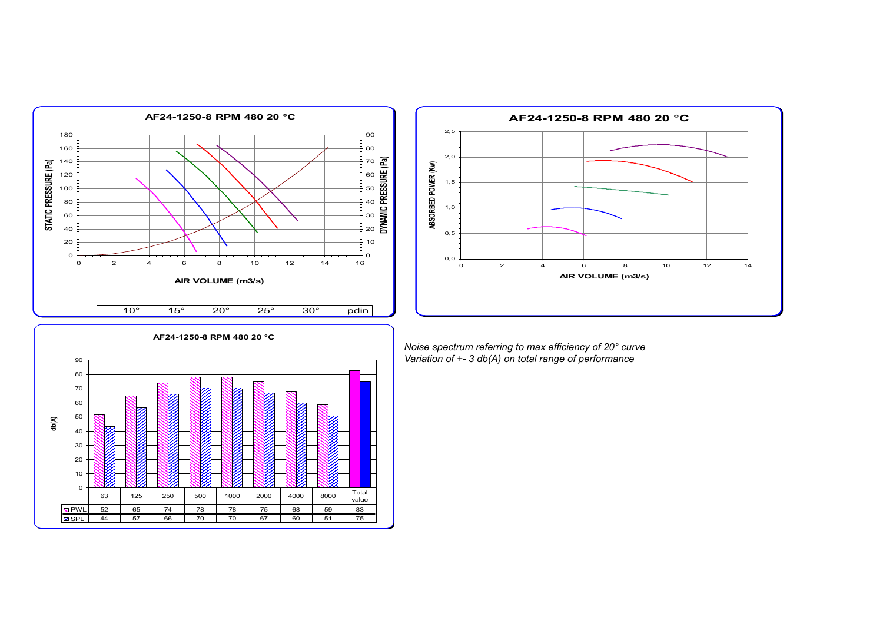**AF24-1250-8 RPM 480 20 °C**

STATIC PRESSURE (Pa) / DYNAMIC PRESSURE (Pa) vs AIR VOLUME (m3/s)

Legend: 10° — 15° — 20° — 25° — 30° — pdin

**AF24-1250-8 RPM 480 20 °C**

ABSORBED POWER (Kw) vs AIR VOLUME (m3/s)

**AF24-1250-8 RPM 480 20 °C**

db(A)

| | 63 | 125 | 250 | 500 | 1000 | 2000 | 4000 | 8000 | Total value |
|---|---|---|---|---|---|---|---|---|---|
| PWL | 52 | 65 | 74 | 78 | 78 | 75 | 68 | 59 | 83 |
| SPL | 44 | 57 | 66 | 70 | 70 | 67 | 60 | 51 | 75 |

*Noise spectrum referring to max efficiency of 20° curve*
*Variation of +- 3 db(A) on total range of performance*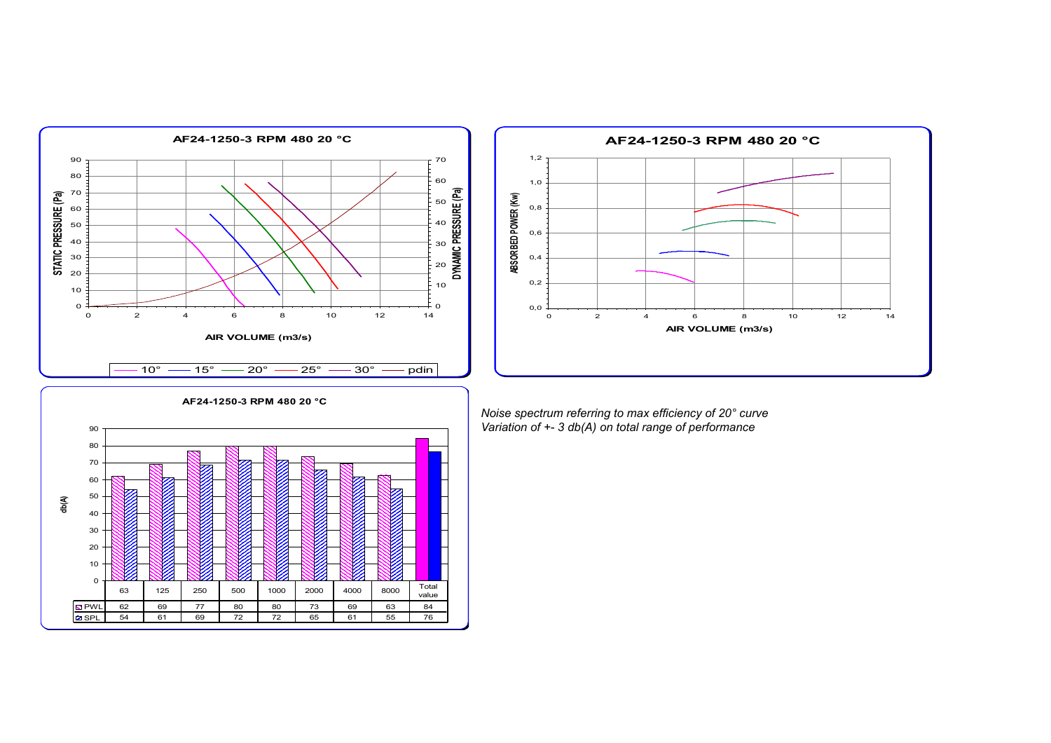AF24-1250-3 RPM 480 20 °C

STATIC PRESSURE (Pa)

DYNAMIC PRESSURE (Pa)

AIR VOLUME (m3/s)

10° 15° 20° 25° 30° pdin

AF24-1250-3 RPM 480 20 °C

ABSORBED POWER (Kw)

AIR VOLUME (m3/s)

AF24-1250-3 RPM 480 20 °C

db(A)

| | 63 | 125 | 250 | 500 | 1000 | 2000 | 4000 | 8000 | Total value |
|---|---|---|---|---|---|---|---|---|---|
| PWL | 62 | 69 | 77 | 80 | 80 | 73 | 69 | 63 | 84 |
| SPL | 54 | 61 | 69 | 72 | 72 | 65 | 61 | 55 | 76 |

*Noise spectrum referring to max efficiency of 20° curve*
*Variation of +- 3 db(A) on total range of performance*